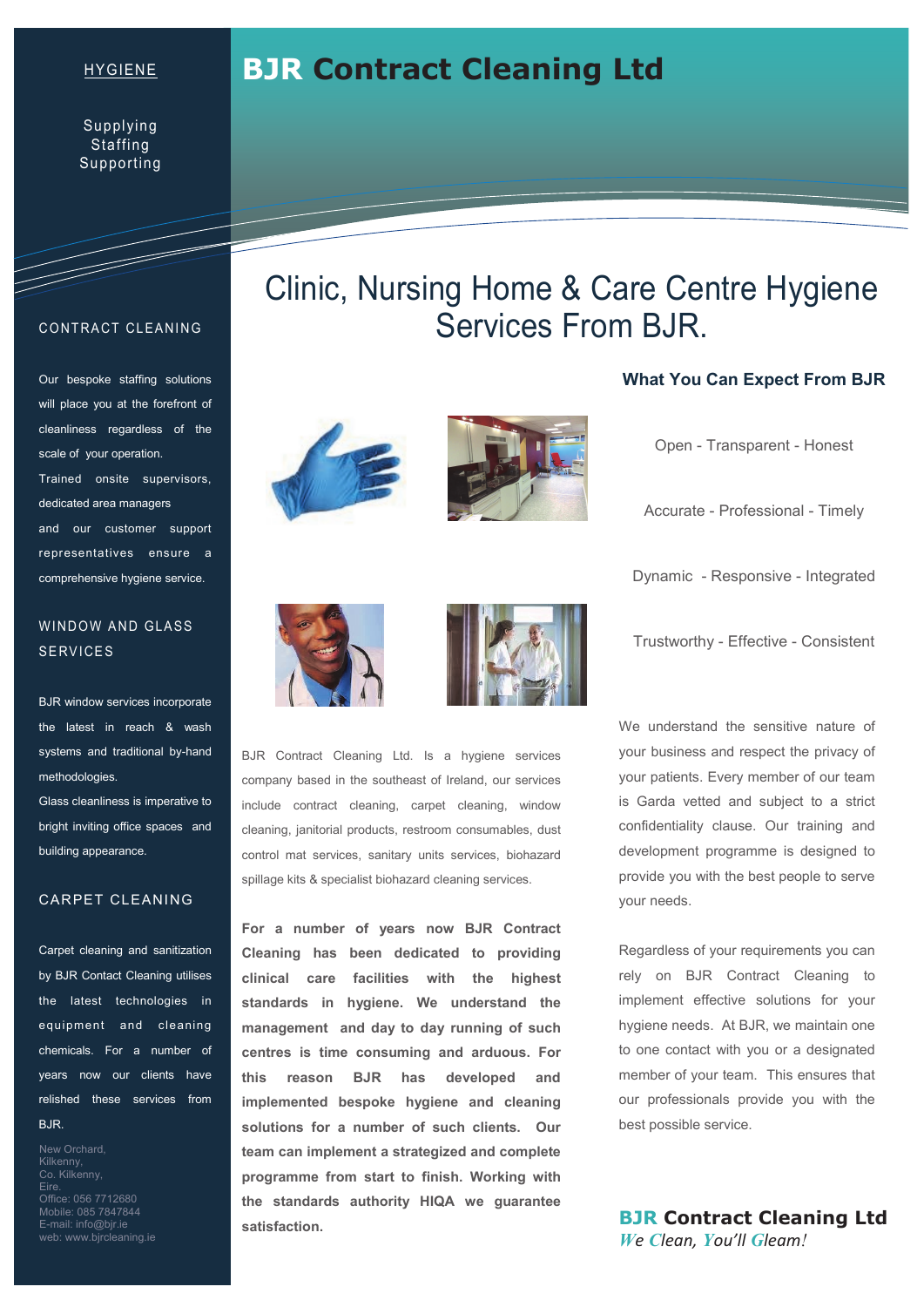# BJR Contract Cleaning Ltd

HYGIENE

Supplying
Staffing
Supporting

## CONTRACT CLEANING

Our bespoke staffing solutions will place you at the forefront of cleanliness regardless of the scale of your operation.
Trained onsite supervisors, dedicated area managers and our customer support representatives ensure a comprehensive hygiene service.

## WINDOW AND GLASS SERVICES

BJR window services incorporate the latest in reach & wash systems and traditional by-hand methodologies.
Glass cleanliness is imperative to bright inviting office spaces and building appearance.

## CARPET CLEANING

Carpet cleaning and sanitization by BJR Contact Cleaning utilises the latest technologies in equipment and cleaning chemicals. For a number of years now our clients have relished these services from BJR.

New Orchard,
Kilkenny,
Co. Kilkenny,
Eire.
Office: 056 7712680
Mobile: 085 7847844
E-mail: info@bjr.ie
web: www.bjrcleaning.ie

# Clinic, Nursing Home & Care Centre Hygiene Services From BJR.

BJR Contract Cleaning Ltd. Is a hygiene services company based in the southeast of Ireland, our services include contract cleaning, carpet cleaning, window cleaning, janitorial products, restroom consumables, dust control mat services, sanitary units services, biohazard spillage kits & specialist biohazard cleaning services.

**For a number of years now BJR Contract Cleaning has been dedicated to providing clinical care facilities with the highest standards in hygiene. We understand the management and day to day running of such centres is time consuming and arduous. For this reason BJR has developed and implemented bespoke hygiene and cleaning solutions for a number of such clients. Our team can implement a strategized and complete programme from start to finish. Working with the standards authority HIQA we guarantee satisfaction.**

### What You Can Expect From BJR

Open - Transparent - Honest

Accurate - Professional - Timely

Dynamic - Responsive - Integrated

Trustworthy - Effective - Consistent

We understand the sensitive nature of your business and respect the privacy of your patients. Every member of our team is Garda vetted and subject to a strict confidentiality clause. Our training and development programme is designed to provide you with the best people to serve your needs.

Regardless of your requirements you can rely on BJR Contract Cleaning to implement effective solutions for your hygiene needs. At BJR, we maintain one to one contact with you or a designated member of your team. This ensures that our professionals provide you with the best possible service.

**BJR Contract Cleaning Ltd**
*We Clean, You'll Gleam!*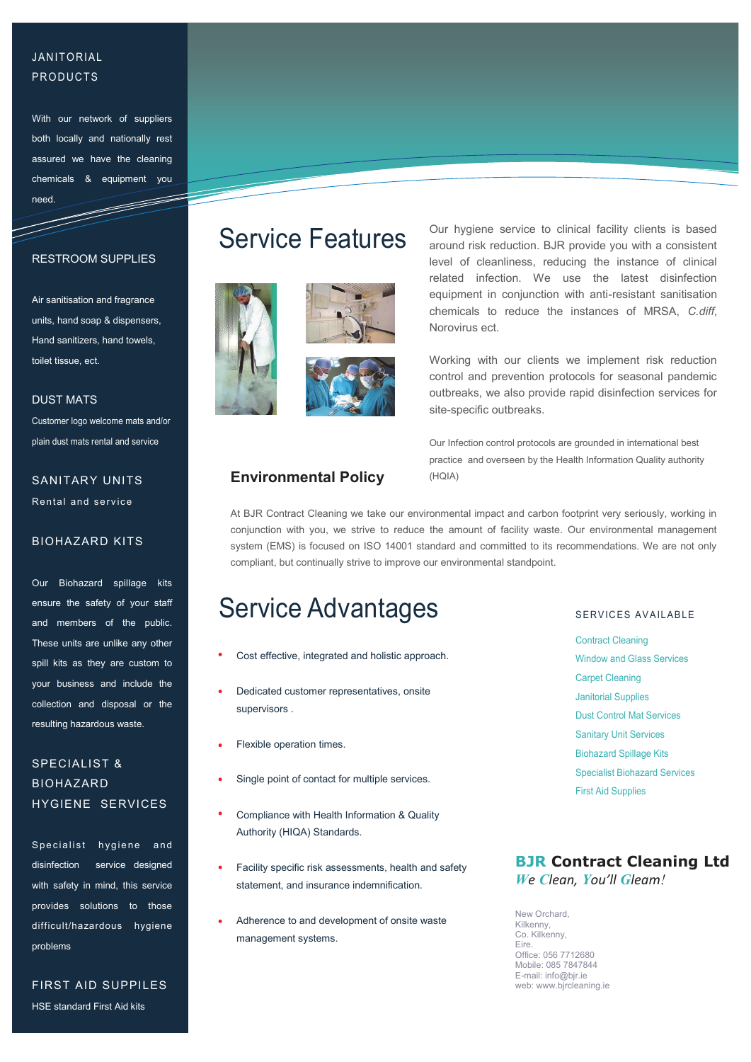## JANITORIAL PRODUCTS

With our network of suppliers both locally and nationally rest assured we have the cleaning chemicals & equipment you need.

## RESTROOM SUPPLIES

Air sanitisation and fragrance units, hand soap & dispensers, Hand sanitizers, hand towels, toilet tissue, ect.

## DUST MATS

Customer logo welcome mats and/or plain dust mats rental and service

## SANITARY UNITS

Rental and service

## BIOHAZARD KITS

Our Biohazard spillage kits ensure the safety of your staff and members of the public. These units are unlike any other spill kits as they are custom to your business and include the collection and disposal or the resulting hazardous waste.

## SPECIALIST & BIOHAZARD HYGIENE SERVICES

Specialist hygiene and disinfection service designed with safety in mind, this service provides solutions to those difficult/hazardous hygiene problems

## FIRST AID SUPPILES

HSE standard First Aid kits

# Service Features

Our hygiene service to clinical facility clients is based around risk reduction. BJR provide you with a consistent level of cleanliness, reducing the instance of clinical related infection. We use the latest disinfection equipment in conjunction with anti-resistant sanitisation chemicals to reduce the instances of MRSA, *C.diff*, Norovirus ect.

Working with our clients we implement risk reduction control and prevention protocols for seasonal pandemic outbreaks, we also provide rapid disinfection services for site-specific outbreaks.

Our Infection control protocols are grounded in international best practice and overseen by the Health Information Quality authority (HQIA)

### Environmental Policy

At BJR Contract Cleaning we take our environmental impact and carbon footprint very seriously, working in conjunction with you, we strive to reduce the amount of facility waste. Our environmental management system (EMS) is focused on ISO 14001 standard and committed to its recommendations. We are not only compliant, but continually strive to improve our environmental standpoint.

# Service Advantages

- Cost effective, integrated and holistic approach.
- Dedicated customer representatives, onsite supervisors .
- Flexible operation times.
- Single point of contact for multiple services.
- Compliance with Health Information & Quality Authority (HIQA) Standards.
- Facility specific risk assessments, health and safety statement, and insurance indemnification.
- Adherence to and development of onsite waste management systems.

## SERVICES AVAILABLE

- Contract Cleaning
- Window and Glass Services
- Carpet Cleaning
- Janitorial Supplies
- Dust Control Mat Services
- Sanitary Unit Services
- Biohazard Spillage Kits
- Specialist Biohazard Services
- First Aid Supplies

**BJR Contract Cleaning Ltd**
*We Clean, You'll Gleam!*

New Orchard,
Kilkenny,
Co. Kilkenny,
Eire.
Office: 056 7712680
Mobile: 085 7847844
E-mail: info@bjr.ie
web: www.bjrcleaning.ie